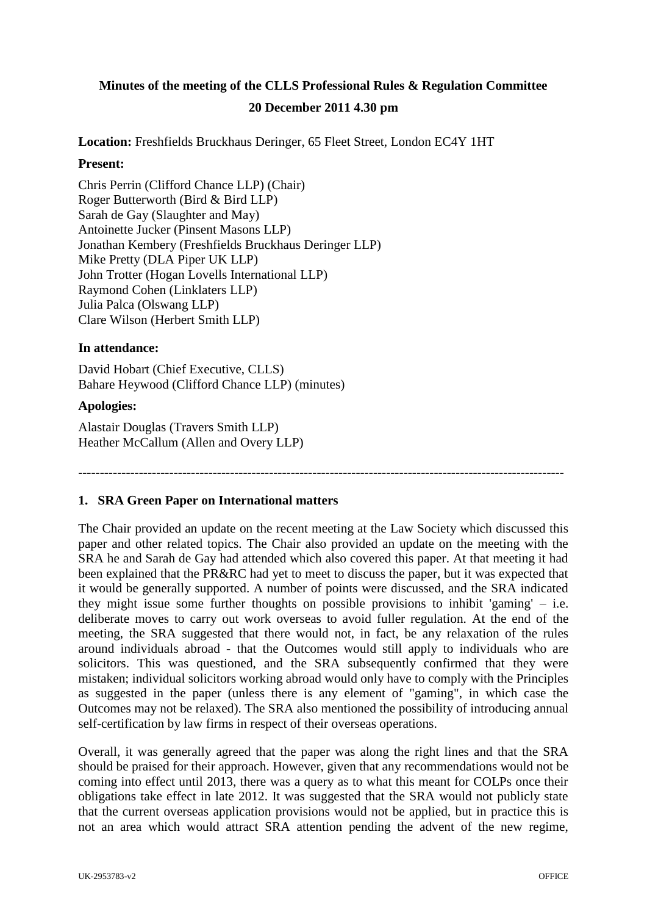**Minutes of the meeting of the CLLS Professional Rules & Regulation Committee**

**20 December 2011 4.30 pm**

**Location:** Freshfields Bruckhaus Deringer, 65 Fleet Street, London EC4Y 1HT

**Present:**

Chris Perrin (Clifford Chance LLP) (Chair)
Roger Butterworth (Bird & Bird LLP)
Sarah de Gay (Slaughter and May)
Antoinette Jucker (Pinsent Masons LLP)
Jonathan Kembery (Freshfields Bruckhaus Deringer LLP)
Mike Pretty (DLA Piper UK LLP)
John Trotter (Hogan Lovells International LLP)
Raymond Cohen (Linklaters LLP)
Julia Palca (Olswang LLP)
Clare Wilson (Herbert Smith LLP)

**In attendance:**

David Hobart (Chief Executive, CLLS)
Bahare Heywood (Clifford Chance LLP) (minutes)

**Apologies:**

Alastair Douglas (Travers Smith LLP)
Heather McCallum (Allen and Overy LLP)

---

**1. SRA Green Paper on International matters**

The Chair provided an update on the recent meeting at the Law Society which discussed this paper and other related topics. The Chair also provided an update on the meeting with the SRA he and Sarah de Gay had attended which also covered this paper. At that meeting it had been explained that the PR&RC had yet to meet to discuss the paper, but it was expected that it would be generally supported. A number of points were discussed, and the SRA indicated they might issue some further thoughts on possible provisions to inhibit 'gaming' – i.e. deliberate moves to carry out work overseas to avoid fuller regulation. At the end of the meeting, the SRA suggested that there would not, in fact, be any relaxation of the rules around individuals abroad - that the Outcomes would still apply to individuals who are solicitors. This was questioned, and the SRA subsequently confirmed that they were mistaken; individual solicitors working abroad would only have to comply with the Principles as suggested in the paper (unless there is any element of "gaming", in which case the Outcomes may not be relaxed). The SRA also mentioned the possibility of introducing annual self-certification by law firms in respect of their overseas operations.

Overall, it was generally agreed that the paper was along the right lines and that the SRA should be praised for their approach. However, given that any recommendations would not be coming into effect until 2013, there was a query as to what this meant for COLPs once their obligations take effect in late 2012. It was suggested that the SRA would not publicly state that the current overseas application provisions would not be applied, but in practice this is not an area which would attract SRA attention pending the advent of the new regime,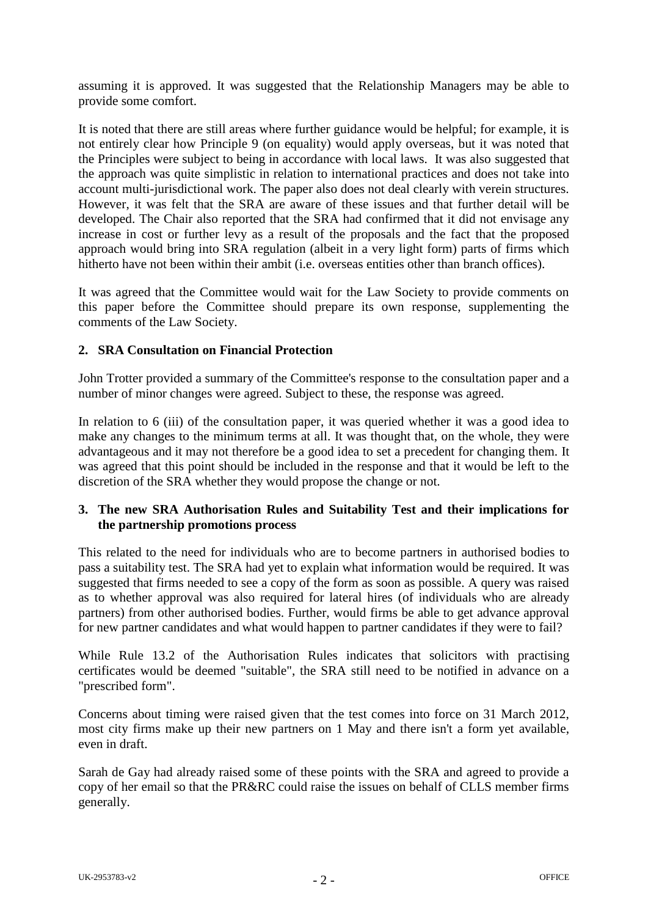assuming it is approved. It was suggested that the Relationship Managers may be able to provide some comfort.

It is noted that there are still areas where further guidance would be helpful; for example, it is not entirely clear how Principle 9 (on equality) would apply overseas, but it was noted that the Principles were subject to being in accordance with local laws. It was also suggested that the approach was quite simplistic in relation to international practices and does not take into account multi-jurisdictional work. The paper also does not deal clearly with verein structures. However, it was felt that the SRA are aware of these issues and that further detail will be developed. The Chair also reported that the SRA had confirmed that it did not envisage any increase in cost or further levy as a result of the proposals and the fact that the proposed approach would bring into SRA regulation (albeit in a very light form) parts of firms which hitherto have not been within their ambit (i.e. overseas entities other than branch offices).

It was agreed that the Committee would wait for the Law Society to provide comments on this paper before the Committee should prepare its own response, supplementing the comments of the Law Society.

## 2. SRA Consultation on Financial Protection

John Trotter provided a summary of the Committee's response to the consultation paper and a number of minor changes were agreed. Subject to these, the response was agreed.

In relation to 6 (iii) of the consultation paper, it was queried whether it was a good idea to make any changes to the minimum terms at all. It was thought that, on the whole, they were advantageous and it may not therefore be a good idea to set a precedent for changing them. It was agreed that this point should be included in the response and that it would be left to the discretion of the SRA whether they would propose the change or not.

## 3. The new SRA Authorisation Rules and Suitability Test and their implications for the partnership promotions process

This related to the need for individuals who are to become partners in authorised bodies to pass a suitability test. The SRA had yet to explain what information would be required. It was suggested that firms needed to see a copy of the form as soon as possible. A query was raised as to whether approval was also required for lateral hires (of individuals who are already partners) from other authorised bodies. Further, would firms be able to get advance approval for new partner candidates and what would happen to partner candidates if they were to fail?

While Rule 13.2 of the Authorisation Rules indicates that solicitors with practising certificates would be deemed "suitable", the SRA still need to be notified in advance on a "prescribed form".

Concerns about timing were raised given that the test comes into force on 31 March 2012, most city firms make up their new partners on 1 May and there isn't a form yet available, even in draft.

Sarah de Gay had already raised some of these points with the SRA and agreed to provide a copy of her email so that the PR&RC could raise the issues on behalf of CLLS member firms generally.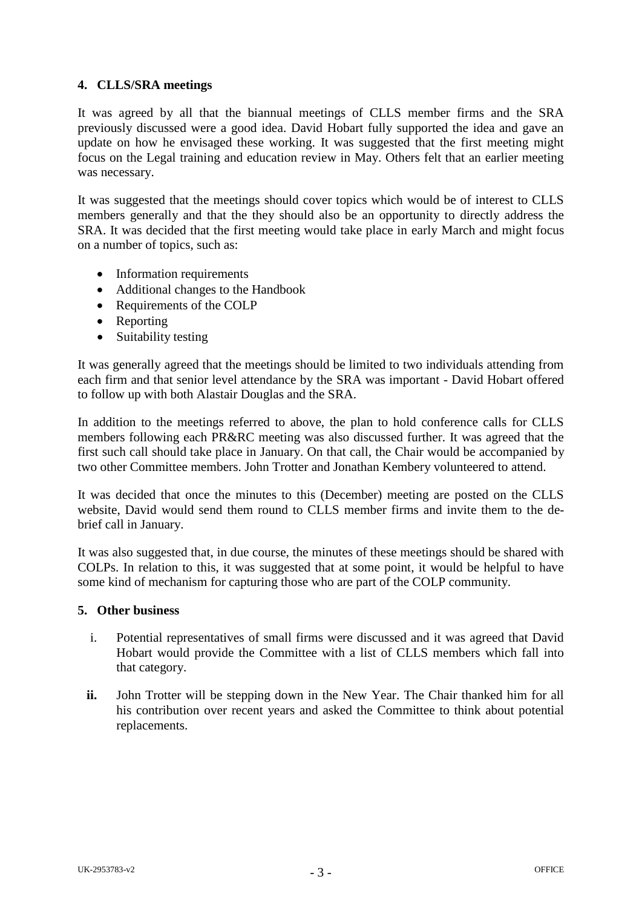### 4. CLLS/SRA meetings

It was agreed by all that the biannual meetings of CLLS member firms and the SRA previously discussed were a good idea. David Hobart fully supported the idea and gave an update on how he envisaged these working. It was suggested that the first meeting might focus on the Legal training and education review in May. Others felt that an earlier meeting was necessary.

It was suggested that the meetings should cover topics which would be of interest to CLLS members generally and that the they should also be an opportunity to directly address the SRA. It was decided that the first meeting would take place in early March and might focus on a number of topics, such as:

- Information requirements
- Additional changes to the Handbook
- Requirements of the COLP
- Reporting
- Suitability testing

It was generally agreed that the meetings should be limited to two individuals attending from each firm and that senior level attendance by the SRA was important - David Hobart offered to follow up with both Alastair Douglas and the SRA.

In addition to the meetings referred to above, the plan to hold conference calls for CLLS members following each PR&RC meeting was also discussed further. It was agreed that the first such call should take place in January. On that call, the Chair would be accompanied by two other Committee members. John Trotter and Jonathan Kembery volunteered to attend.

It was decided that once the minutes to this (December) meeting are posted on the CLLS website, David would send them round to CLLS member firms and invite them to the de-brief call in January.

It was also suggested that, in due course, the minutes of these meetings should be shared with COLPs. In relation to this, it was suggested that at some point, it would be helpful to have some kind of mechanism for capturing those who are part of the COLP community.

### 5. Other business

i. Potential representatives of small firms were discussed and it was agreed that David Hobart would provide the Committee with a list of CLLS members which fall into that category.

**ii.** John Trotter will be stepping down in the New Year. The Chair thanked him for all his contribution over recent years and asked the Committee to think about potential replacements.